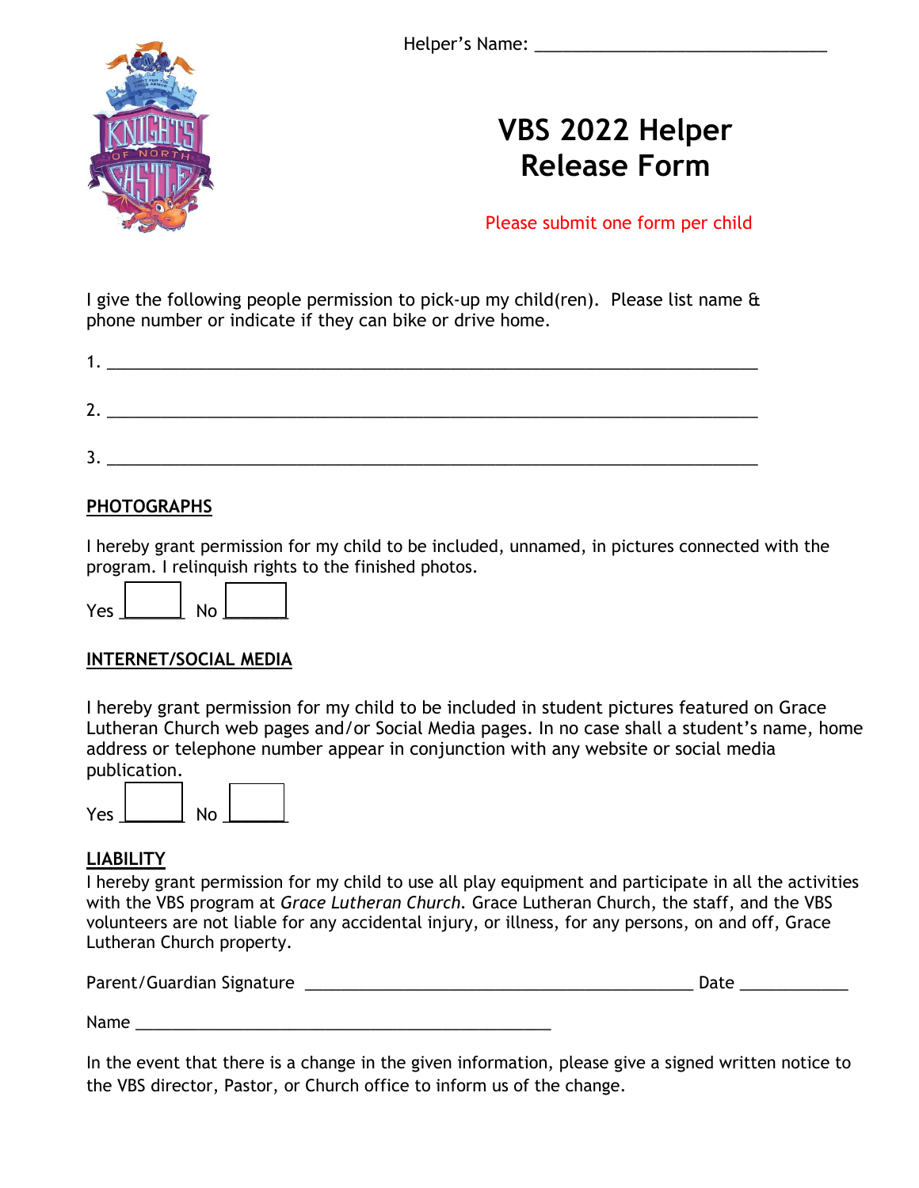Helper's Name: ______________________________

# VBS 2022 Helper Release Form

Please submit one form per child

I give the following people permission to pick-up my child(ren). Please list name & phone number or indicate if they can bike or drive home.

1. ____________________________________________________________________

2. ____________________________________________________________________

3. ____________________________________________________________________

**PHOTOGRAPHS**

I hereby grant permission for my child to be included, unnamed, in pictures connected with the program. I relinquish rights to the finished photos.

Yes ☐ No ☐

**INTERNET/SOCIAL MEDIA**

I hereby grant permission for my child to be included in student pictures featured on Grace Lutheran Church web pages and/or Social Media pages. In no case shall a student's name, home address or telephone number appear in conjunction with any website or social media publication.

Yes ☐ No ☐

**LIABILITY**

I hereby grant permission for my child to use all play equipment and participate in all the activities with the VBS program at *Grace Lutheran Church*. Grace Lutheran Church, the staff, and the VBS volunteers are not liable for any accidental injury, or illness, for any persons, on and off, Grace Lutheran Church property.

Parent/Guardian Signature ________________________________________ Date ___________

Name ____________________________________________

In the event that there is a change in the given information, please give a signed written notice to the VBS director, Pastor, or Church office to inform us of the change.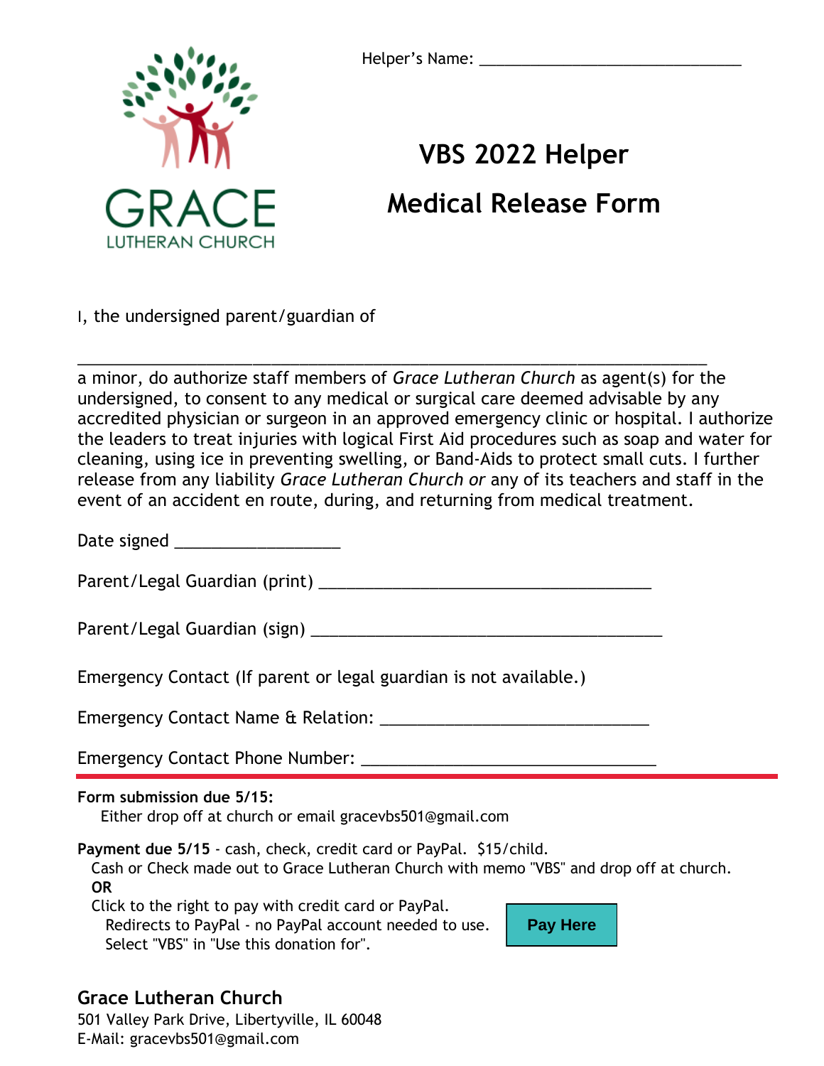GRACE
LUTHERAN CHURCH

Helper's Name: ______________________________

# VBS 2022 Helper

# Medical Release Form

I, the undersigned parent/guardian of

_________________________________________________________________

a minor, do authorize staff members of *Grace Lutheran Church* as agent(s) for the undersigned, to consent to any medical or surgical care deemed advisable by any accredited physician or surgeon in an approved emergency clinic or hospital. I authorize the leaders to treat injuries with logical First Aid procedures such as soap and water for cleaning, using ice in preventing swelling, or Band-Aids to protect small cuts. I further release from any liability *Grace Lutheran Church or* any of its teachers and staff in the event of an accident en route, during, and returning from medical treatment.

Date signed __________________

Parent/Legal Guardian (print) ____________________________________

Parent/Legal Guardian (sign) ______________________________________

Emergency Contact (If parent or legal guardian is not available.)

Emergency Contact Name & Relation: _____________________________

Emergency Contact Phone Number: ________________________________

---

**Form submission due 5/15:**
Either drop off at church or email gracevbs501@gmail.com

**Payment due 5/15** - cash, check, credit card or PayPal. $15/child.
Cash or Check made out to Grace Lutheran Church with memo "VBS" and drop off at church.
**OR**
Click to the right to pay with credit card or PayPal.
Redirects to PayPal - no PayPal account needed to use.
Select "VBS" in "Use this donation for".

**Pay Here**

## Grace Lutheran Church

501 Valley Park Drive, Libertyville, IL 60048
E-Mail: gracevbs501@gmail.com